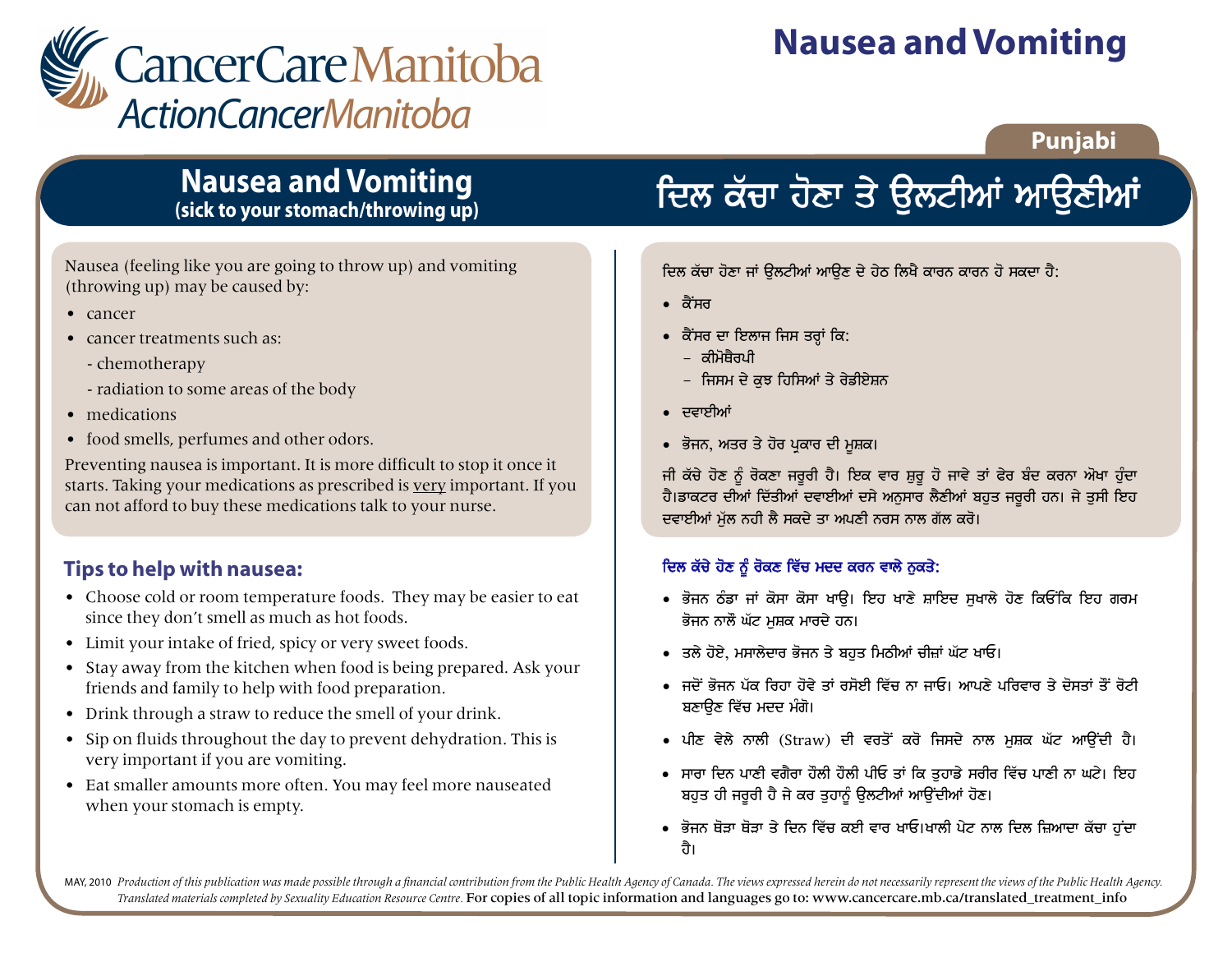# Nausea and Vomiting

CancerCare Manitoba
ActionCancerManitoba

Punjabi

## Nausea and Vomiting
**(sick to your stomach/throwing up)**

Nausea (feeling like you are going to throw up) and vomiting (throwing up) may be caused by:

- cancer
- cancer treatments such as:
  - chemotherapy
  - radiation to some areas of the body
- medications
- food smells, perfumes and other odors.

Preventing nausea is important. It is more difficult to stop it once it starts. Taking your medications as prescribed is <u>very</u> important. If you can not afford to buy these medications talk to your nurse.

### Tips to help with nausea:

- Choose cold or room temperature foods. They may be easier to eat since they don't smell as much as hot foods.
- Limit your intake of fried, spicy or very sweet foods.
- Stay away from the kitchen when food is being prepared. Ask your friends and family to help with food preparation.
- Drink through a straw to reduce the smell of your drink.
- Sip on fluids throughout the day to prevent dehydration. This is very important if you are vomiting.
- Eat smaller amounts more often. You may feel more nauseated when your stomach is empty.

## ਦਿਲ ਕੱਚਾ ਹੋਣਾ ਤੇ ਉਲਟੀਆਂ ਆਉਣੀਆਂ

ਦਿਲ ਕੱਚਾ ਹੋਣਾ ਜਾਂ ਉਲਟੀਆਂ ਆਉਣ ਦੇ ਹੇਠ ਲਿਖੇ ਕਾਰਨ ਕਾਰਨ ਹੋ ਸਕਦਾ ਹੈ:

- ਕੈਂਸਰ
- ਕੈਂਸਰ ਦਾ ਇਲਾਜ ਜਿਸ ਤਰ੍ਹਾਂ ਕਿ:
  - ਕੀਮੋਥੈਰਪੀ
  - ਜਿਸਮ ਦੇ ਕੁਝ ਹਿਸਿਆਂ ਤੇ ਰੇਡੀਏਸ਼ਨ
- ਦਵਾਈਆਂ
- ਭੋਜਨ, ਅਤਰ ਤੇ ਹੋਰ ਪ੍ਰਕਾਰ ਦੀ ਮੁਸ਼ਕ।

ਜੀ ਕੱਚੇ ਹੋਣ ਨੂੰ ਰੋਕਣਾ ਜਰੂਰੀ ਹੈ। ਇਕ ਵਾਰ ਸ਼ੁਰੂ ਹੋ ਜਾਵੇ ਤਾਂ ਫੇਰ ਬੰਦ ਕਰਨਾ ਔਖਾ ਹੁੰਦਾ ਹੈ।ਡਾਕਟਰ ਦੀਆਂ ਦਿੱਤੀਆਂ ਦਵਾਈਆਂ ਦਸੇ ਅਨੁਸਾਰ ਲੈਣੀਆਂ ਬਹੁਤ ਜਰੂਰੀ ਹਨ। ਜੇ ਤੁਸੀ ਇਹ ਦਵਾਈਆਂ ਮੁੱਲ ਨਹੀ ਲੈ ਸਕਦੇ ਤਾ ਅਪਣੀ ਨਰਸ ਨਾਲ ਗੱਲ ਕਰੋ।

### ਦਿਲ ਕੱਚੇ ਹੋਣ ਨੂੰ ਰੋਕਣ ਵਿੱਚ ਮਦਦ ਕਰਨ ਵਾਲੇ ਨੁਕਤੇ:

- ਭੋਜਨ ਠੰਡਾ ਜਾਂ ਕੋਸਾ ਕੋਸਾ ਖਾਉ। ਇਹ ਖਾਣੇ ਸ਼ਾਇਦ ਸੁਖਾਲੇ ਹੋਣ ਕਿਓਂਕਿ ਇਹ ਗਰਮ ਭੋਜਨ ਨਾਲੋਂ ਘੱਟ ਮੁਸ਼ਕ ਮਾਰਦੇ ਹਨ।
- ਤਲੇ ਹੋਏ, ਮਸਾਲੇਦਾਰ ਭੋਜਨ ਤੇ ਬਹੁਤ ਮਿਠੀਆਂ ਚੀਜ਼ਾਂ ਘੱਟ ਖਾਓ।
- ਜਦੋਂ ਭੋਜਨ ਪੱਕ ਰਿਹਾ ਹੋਵੇ ਤਾਂ ਰਸੋਈ ਵਿੱਚ ਨਾ ਜਾਓ। ਆਪਣੇ ਪਰਿਵਾਰ ਤੇ ਦੋਸਤਾਂ ਤੋਂ ਰੋਟੀ ਬਣਾਉਣ ਵਿੱਚ ਮਦਦ ਮੰਗੋ।
- ਪੀਣ ਵੇਲੇ ਨਾਲੀ (Straw) ਦੀ ਵਰਤੋਂ ਕਰੋ ਜਿਸਦੇ ਨਾਲ ਮੁਸ਼ਕ ਘੱਟ ਆਉਂਦੀ ਹੈ।
- ਸਾਰਾ ਦਿਨ ਪਾਣੀ ਵਗੈਰਾ ਹੌਲੀ ਹੌਲੀ ਪੀਓ ਤਾਂ ਕਿ ਤੁਹਾਡੇ ਸਰੀਰ ਵਿੱਚ ਪਾਣੀ ਨਾ ਘਟੇ। ਇਹ ਬਹੁਤ ਹੀ ਜਰੂਰੀ ਹੈ ਜੇ ਕਰ ਤੁਹਾਨੂੰ ਉਲਟੀਆਂ ਆਉਂਦੀਆਂ ਹੋਣ।
- ਭੋਜਨ ਥੋੜਾ ਥੋੜਾ ਤੇ ਦਿਨ ਵਿੱਚ ਕਈ ਵਾਰ ਖਾਓ।ਖਾਲੀ ਪੇਟ ਨਾਲ ਦਿਲ ਜ਼ਿਆਦਾ ਕੱਚਾ ਹੁੰਦਾ ਹੈ।

MAY, 2010 *Production of this publication was made possible through a financial contribution from the Public Health Agency of Canada. The views expressed herein do not necessarily represent the views of the Public Health Agency. Translated materials completed by Sexuality Education Resource Centre.* For copies of all topic information and languages go to: www.cancercare.mb.ca/translated_treatment_info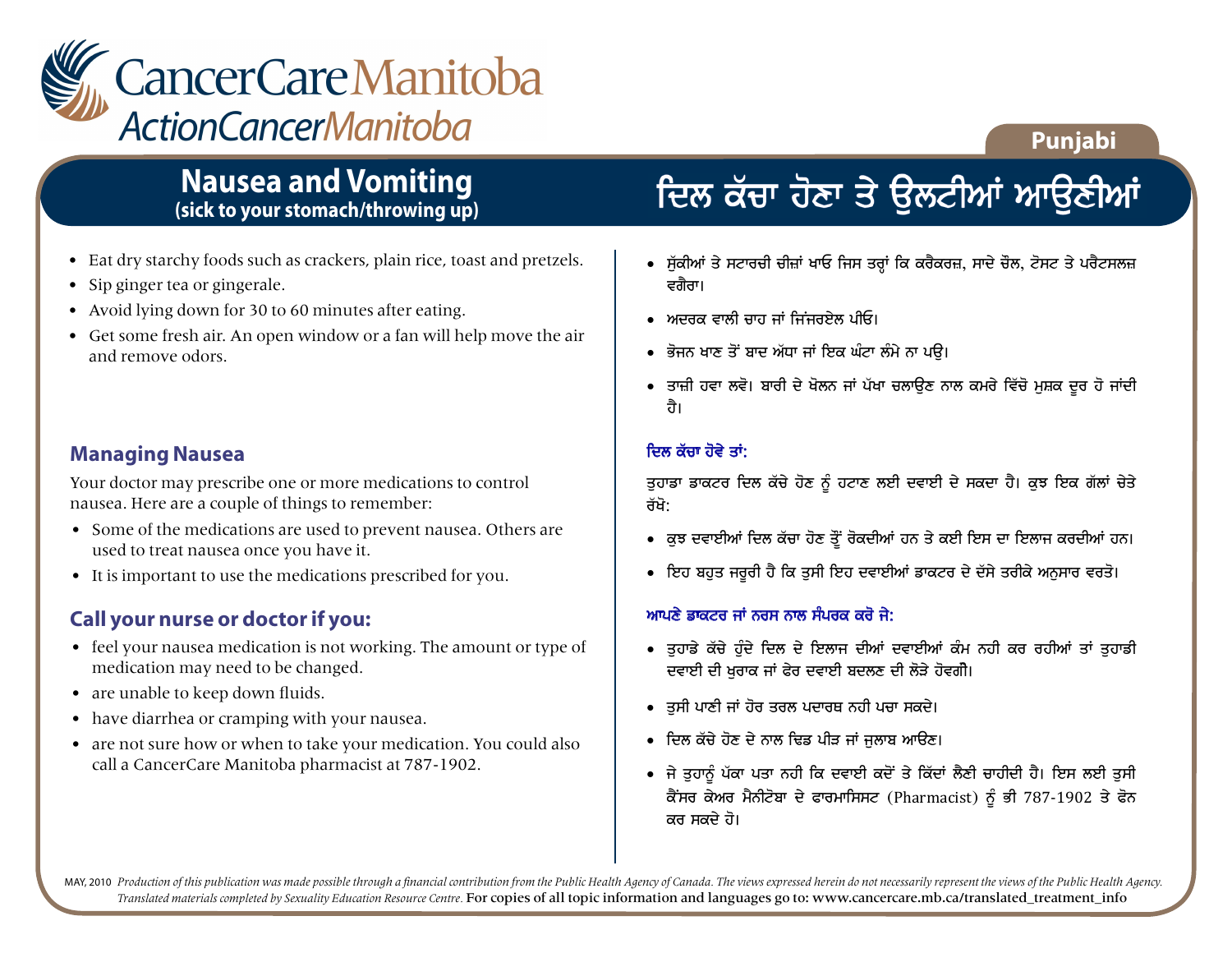CancerCare Manitoba
ActionCancerManitoba

Punjabi

## Nausea and Vomiting
**(sick to your stomach/throwing up)**

## ਦਿਲ ਕੱਚਾ ਹੋਣਾ ਤੇ ਉਲਟੀਆਂ ਆਉਣੀਆਂ

- Eat dry starchy foods such as crackers, plain rice, toast and pretzels.
- Sip ginger tea or gingerale.
- Avoid lying down for 30 to 60 minutes after eating.
- Get some fresh air. An open window or a fan will help move the air and remove odors.

### Managing Nausea

Your doctor may prescribe one or more medications to control nausea. Here are a couple of things to remember:

- Some of the medications are used to prevent nausea. Others are used to treat nausea once you have it.
- It is important to use the medications prescribed for you.

### Call your nurse or doctor if you:

- feel your nausea medication is not working. The amount or type of medication may need to be changed.
- are unable to keep down fluids.
- have diarrhea or cramping with your nausea.
- are not sure how or when to take your medication. You could also call a CancerCare Manitoba pharmacist at 787-1902.

- ਸੁੱਕੀਆਂ ਤੇ ਸਟਾਰਚੀ ਚੀਜ਼ਾਂ ਖਾਓ ਜਿਸ ਤਰ੍ਹਾਂ ਕਿ ਕਰੈਕਰਜ਼, ਸਾਦੇ ਚੌਲ, ਟੋਸਟ ਤੇ ਪਰੈਟਸਲਜ਼ ਵਗੈਰਾ।
- ਅਦਰਕ ਵਾਲੀ ਚਾਹ ਜਾਂ ਜਿੰਜਰਏਲ ਪੀਓ।
- ਭੋਜਨ ਖਾਣ ਤੋਂ ਬਾਦ ਅੱਧਾ ਜਾਂ ਇਕ ਘੰਟਾ ਲੰਮੇ ਨਾ ਪਉ।
- ਤਾਜ਼ੀ ਹਵਾ ਲਵੋ। ਬਾਰੀ ਦੇ ਖੋਲਨ ਜਾਂ ਪੱਖਾ ਚਲਾਉਣ ਨਾਲ ਕਮਰੇ ਵਿੱਚੋ ਮੁਸ਼ਕ ਦੂਰ ਹੋ ਜਾਂਦੀ ਹੈ।

### ਦਿਲ ਕੱਚਾ ਹੋਵੇ ਤਾਂ:

ਤੁਹਾਡਾ ਡਾਕਟਰ ਦਿਲ ਕੱਚੇ ਹੋਣ ਨੂੰ ਹਟਾਣ ਲਈ ਦਵਾਈ ਦੇ ਸਕਦਾ ਹੈ। ਕੁਝ ਇਕ ਗੱਲਾਂ ਚੇਤੇ ਰੱਖੋ:

- ਕੁਝ ਦਵਾਈਆਂ ਦਿਲ ਕੱਚਾ ਹੋਣ ਤੋਂ ਰੋਕਦੀਆਂ ਹਨ ਤੇ ਕਈ ਇਸ ਦਾ ਇਲਾਜ ਕਰਦੀਆਂ ਹਨ।
- ਇਹ ਬਹੁਤ ਜਰੂਰੀ ਹੈ ਕਿ ਤੁਸੀ ਇਹ ਦਵਾਈਆਂ ਡਾਕਟਰ ਦੇ ਦੱਸੇ ਤਰੀਕੇ ਅਨੁਸਾਰ ਵਰਤੋ।

### ਆਪਣੇ ਡਾਕਟਰ ਜਾਂ ਨਰਸ ਨਾਲ ਸੰਪਰਕ ਕਰੋ ਜੇ:

- ਤੁਹਾਡੇ ਕੱਚੇ ਹੁੰਦੇ ਦਿਲ ਦੇ ਇਲਾਜ ਦੀਆਂ ਦਵਾਈਆਂ ਕੰਮ ਨਹੀ ਕਰ ਰਹੀਆਂ ਤਾਂ ਤੁਹਾਡੀ ਦਵਾਈ ਦੀ ਖੁਰਾਕ ਜਾਂ ਫੇਰ ਦਵਾਈ ਬਦਲਣ ਦੀ ਲੋੜੇ ਹੋਵਗੀ।
- ਤੁਸੀ ਪਾਣੀ ਜਾਂ ਹੋਰ ਤਰਲ ਪਦਾਰਥ ਨਹੀ ਪਚਾ ਸਕਦੇ।
- ਦਿਲ ਕੱਚੇ ਹੋਣ ਦੇ ਨਾਲ ਢਿਡ ਪੀੜ ਜਾਂ ਜੁਲਾਬ ਆਉਣ।
- ਜੇ ਤੁਹਾਨੂੰ ਪੱਕਾ ਪਤਾ ਨਹੀ ਕਿ ਦਵਾਈ ਕਦੋਂ ਤੇ ਕਿੰਦਾਂ ਲੈਣੀ ਚਾਹੀਦੀ ਹੈ। ਇਸ ਲਈ ਤੁਸੀ ਕੈਂਸਰ ਕੇਅਰ ਮੈਨੀਟੋਬਾ ਦੇ ਫਾਰਮਾਸਿਸਟ (Pharmacist) ਨੂੰ ਭੀ 787-1902 ਤੇ ਫੋਨ ਕਰ ਸਕਦੇ ਹੋ।

MAY, 2010 *Production of this publication was made possible through a financial contribution from the Public Health Agency of Canada. The views expressed herein do not necessarily represent the views of the Public Health Agency. Translated materials completed by Sexuality Education Resource Centre.* For copies of all topic information and languages go to: www.cancercare.mb.ca/translated_treatment_info